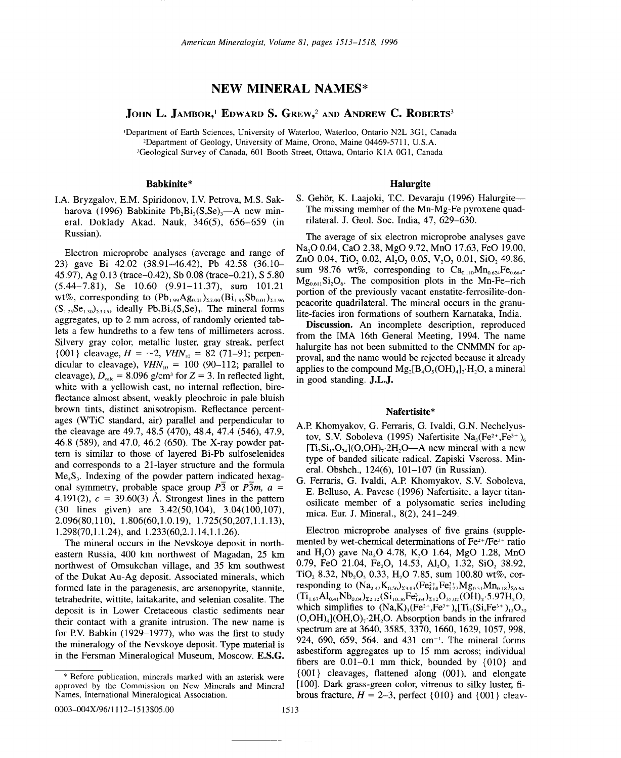# NEW MINERAL NAMES*

**JOHN L. JAMBOR,[1] EDWARD S. GREW,[2] AND ANDREW C. ROBERTS[3]**

[1]Department of Earth Sciences, University of Waterloo, Waterloo, Ontario N2L 3G1, Canada
[2]Department of Geology, University of Maine, Orono, Maine 04469-5711, U.S.A.
[3]Geological Survey of Canada, 601 Booth Street, Ottawa, Ontario K1A 0G1, Canada

## Babkinite*

I.A. Bryzgalov, E.M. Spiridonov, I.V. Petrova, M.S. Sakharova (1996) Babkinite $Pb_2Bi_2(S,Se)_3$—A new mineral. Doklady Akad. Nauk, 346(5), 656–659 (in Russian).

Electron microprobe analyses (average and range of 23) gave Bi 42.02 (38.91–46.42), Pb 42.58 (36.10–45.97), Ag 0.13 (trace–0.42), Sb 0.08 (trace–0.21), S 5.80 (5.44–7.81), Se 10.60 (9.91–11.37), sum 101.21 wt%, corresponding to $(Pb_{1.99}Ag_{0.01})_{\Sigma 2.00}(Bi_{1.95}Sb_{0.01})_{\Sigma 1.96}(S_{1.75}Se_{1.30})_{\Sigma 3.05}$, ideally $Pb_2Bi_2(S,Se)_3$. The mineral forms aggregates, up to 2 mm across, of randomly oriented tablets a few hundredths to a few tens of millimeters across. Silvery gray color, metallic luster, gray streak, perfect {001} cleavage, $H$ = ~2, $VHN_{10}$ = 82 (71–91; perpendicular to cleavage), $VHN_{10}$ = 100 (90–112; parallel to cleavage), $D_{calc}$ = 8.096 g/cm³ for $Z$ = 3. In reflected light, white with a yellowish cast, no internal reflection, bireflectance almost absent, weakly pleochroic in pale bluish brown tints, distinct anisotropism. Reflectance percentages (WTiC standard, air) parallel and perpendicular to the cleavage are 49.7, 48.5 (470), 48.4, 47.4 (546), 47.9, 46.8 (589), and 47.0, 46.2 (650). The X-ray powder pattern is similar to those of layered Bi-Pb sulfoselenides and corresponds to a 21-layer structure and the formula $Me_4S_5$. Indexing of the powder pattern indicated hexagonal symmetry, probable space group $P\bar{3}$ or $P\bar{3}m$, $a$ = 4.191(2), $c$ = 39.60(3) Å. Strongest lines in the pattern (30 lines given) are 3.42(50,104), 3.04(100,107), 2.096(80,110), 1.806(60,1.0.19), 1.725(50,207,1.1.13), 1.298(70,1.1.24), and 1.233(60,2.1.14,1.1.26).

The mineral occurs in the Nevskoye deposit in northeastern Russia, 400 km northwest of Magadan, 25 km northwest of Omsukchan village, and 35 km southwest of the Dukat Au-Ag deposit. Associated minerals, which formed late in the paragenesis, are arsenopyrite, stannite, tetrahedrite, wittite, laitakarite, and selenian cosalite. The deposit is in Lower Cretaceous clastic sediments near their contact with a granite intrusion. The new name is for P.V. Babkin (1929–1977), who was the first to study the mineralogy of the Nevskoye deposit. Type material is in the Fersman Mineralogical Museum, Moscow. **E.S.G.**

## Halurgite

S. Gehör, K. Laajoki, T.C. Devaraju (1996) Halurgite—The missing member of the Mn-Mg-Fe pyroxene quadrilateral. J. Geol. Soc. India, 47, 629–630.

The average of six electron microprobe analyses gave $Na_2O$ 0.04, CaO 2.38, MgO 9.72, MnO 17.63, FeO 19.00, ZnO 0.04, $TiO_2$ 0.02, $Al_2O_3$ 0.05, $V_2O_3$ 0.01, $SiO_2$ 49.86, sum 98.76 wt%, corresponding to $Ca_{0.110}Mn_{0.624}Fe_{0.664}Mg_{0.611}Si_2O_6$. The composition plots in the Mn-Fe-rich portion of the previously vacant enstatite-ferrosilite-donpeacorite quadrilateral. The mineral occurs in the granulite-facies iron formations of southern Karnataka, India.

**Discussion.** An incomplete description, reproduced from the IMA 16th General Meeting, 1994. The name halurgite has not been submitted to the CNMMN for approval, and the name would be rejected because it already applies to the compound $Mg_2[B_4O_5(OH)_4]_2 \cdot H_2O$, a mineral in good standing. **J.L.J.**

## Nafertisite*

A.P. Khomyakov, G. Ferraris, G. Ivaldi, G.N. Nechelyustov, S.V. Soboleva (1995) Nafertisite $Na_3(Fe^{2+},Fe^{3+})_6[Ti_2Si_{12}O_{34}](O,OH)_7 \cdot 2H_2O$—A new mineral with a new type of banded silicate radical. Zapiski Vseross. Mineral. Obshch., 124(6), 101–107 (in Russian).

G. Ferraris, G. Ivaldi, A.P. Khomyakov, S.V. Soboleva, E. Belluso, A. Pavese (1996) Nafertisite, a layer titanosilicate member of a polysomatic series including mica. Eur. J. Mineral., 8(2), 241–249.

Electron microprobe analyses of five grains (supplemented by wet-chemical determinations of $Fe^{2+}/Fe^{3+}$ ratio and $H_2O$) gave $Na_2O$ 4.78, $K_2O$ 1.64, MgO 1.28, MnO 0.79, FeO 21.04, $Fe_2O_3$ 14.53, $Al_2O_3$ 1.32, $SiO_2$ 38.92, $TiO_2$ 8.32, $Nb_2O_5$ 0.33, $H_2O$ 7.85, sum 100.80 wt%, corresponding to $(Na_{2.47}K_{0.56})_{\Sigma 3.03}(Fe^{2+}_{4.68}Fe^{3+}_{1.27}Mg_{0.51}Mn_{0.18})_{\Sigma 6.64}(Ti_{1.67}Al_{0.41}Nb_{0.04})_{\Sigma 2.12}(Si_{10.36}Fe^{3+}_{1.64})_{\Sigma 12}O_{35.02}(OH)_2 \cdot 5.97H_2O$, which simplifies to $(Na,K)_3(Fe^{2+},Fe^{3+})_6[Ti_2(Si,Fe^{3+})_{12}O_{30}(O,OH)_4](OH,O)_7 \cdot 2H_2O$. Absorption bands in the infrared spectrum are at 3640, 3585, 3370, 1660, 1629, 1057, 998, 924, 690, 659, 564, and 431 cm⁻¹. The mineral forms asbestiform aggregates up to 15 mm across; individual fibers are 0.01–0.1 mm thick, bounded by {010} and {001} cleavages, flattened along (001), and elongate [100]. Dark grass-green color, vitreous to silky luster, fibrous fracture, $H$ = 2–3, perfect {010} and {001} cleav-

\* Before publication, minerals marked with an asterisk were approved by the Commission on New Minerals and Mineral Names, International Mineralogical Association.

0003-004X/96/1112-1513$05.00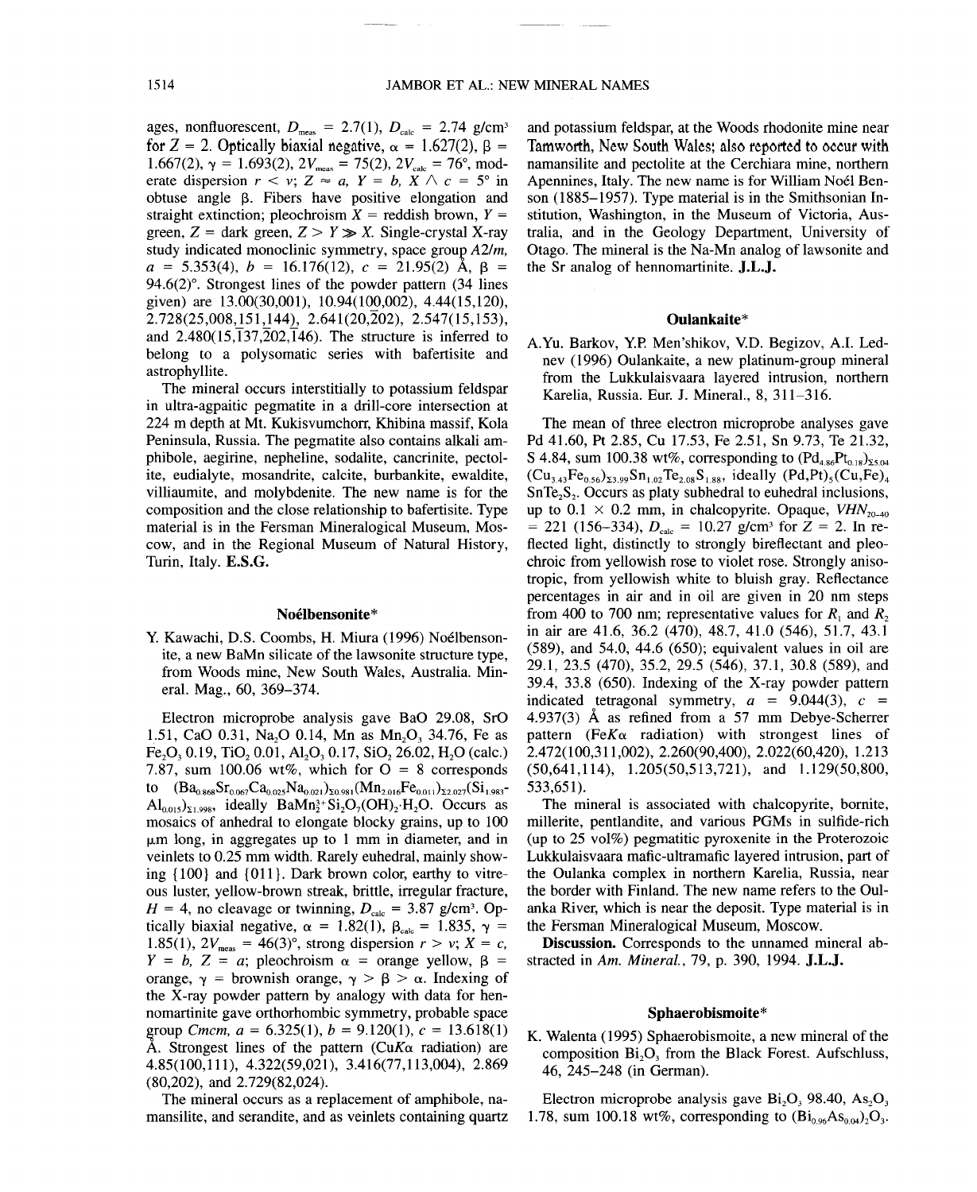ages, nonfluorescent, $D_{meas}$ = 2.7(1), $D_{calc}$ = 2.74 g/cm³ for $Z$ = 2. Optically biaxial negative, α = 1.627(2), β = 1.667(2), γ = 1.693(2), $2V_{meas}$ = 75(2), $2V_{calc}$ = 76°, moderate dispersion $r < v$; $Z \approx a$, $Y = b$, $X \wedge c$ = 5° in obtuse angle β. Fibers have positive elongation and straight extinction; pleochroism $X$ = reddish brown, $Y$ = green, $Z$ = dark green, $Z > Y \gg X$. Single-crystal X-ray study indicated monoclinic symmetry, space group $A2/m$, $a$ = 5.353(4), $b$ = 16.176(12), $c$ = 21.95(2) Å, β = 94.6(2)°. Strongest lines of the powder pattern (34 lines given) are 13.00(30,001), 10.94(100,002), 4.44(15,120), 2.728(25,008,151,144), 2.641(20,$\bar{2}$02), 2.547(15,153), and 2.480(15,$\bar{1}$37,$\bar{2}$02,$\bar{1}$46). The structure is inferred to belong to a polysomatic series with bafertisite and astrophyllite.

The mineral occurs interstitially to potassium feldspar in ultra-agpaitic pegmatite in a drill-core intersection at 224 m depth at Mt. Kukisvumchorr, Khibina massif, Kola Peninsula, Russia. The pegmatite also contains alkali amphibole, aegirine, nepheline, sodalite, cancrinite, pectolite, eudialyte, mosandrite, calcite, burbankite, ewaldite, villiaumite, and molybdenite. The new name is for the composition and the close relationship to bafertisite. Type material is in the Fersman Mineralogical Museum, Moscow, and in the Regional Museum of Natural History, Turin, Italy. **E.S.G.**

## Noélbensonite*

Y. Kawachi, D.S. Coombs, H. Miura (1996) Noélbensonite, a new BaMn silicate of the lawsonite structure type, from Woods mine, New South Wales, Australia. Mineral. Mag., 60, 369–374.

Electron microprobe analysis gave BaO 29.08, SrO 1.51, CaO 0.31, $Na_2O$ 0.14, Mn as $Mn_2O_3$ 34.76, Fe as $Fe_2O_3$ 0.19, $TiO_2$ 0.01, $Al_2O_3$ 0.17, $SiO_2$ 26.02, $H_2O$ (calc.) 7.87, sum 100.06 wt%, which for O = 8 corresponds to $(Ba_{0.868}Sr_{0.067}Ca_{0.025}Na_{0.021})_{\Sigma 0.981}(Mn_{2.016}Fe_{0.011})_{\Sigma 2.027}(Si_{1.983}Al_{0.015})_{\Sigma 1.998}$, ideally $BaMn^{3+}_2Si_2O_7(OH)_2 \cdot H_2O$. Occurs as mosaics of anhedral to elongate blocky grains, up to 100 μm long, in aggregates up to 1 mm in diameter, and in veinlets to 0.25 mm width. Rarely euhedral, mainly showing {100} and {011}. Dark brown color, earthy to vitreous luster, yellow-brown streak, brittle, irregular fracture, $H$ = 4, no cleavage or twinning, $D_{calc}$ = 3.87 g/cm³. Optically biaxial negative, α = 1.82(1), $\beta_{calc}$ = 1.835, γ = 1.85(1), $2V_{meas}$ = 46(3)°, strong dispersion $r > v$; $X = c$, $Y = b$, $Z = a$; pleochroism α = orange yellow, β = orange, γ = brownish orange, γ > β > α. Indexing of the X-ray powder pattern by analogy with data for hennomartinite gave orthorhombic symmetry, probable space group $Cmcm$, $a$ = 6.325(1), $b$ = 9.120(1), $c$ = 13.618(1) Å. Strongest lines of the pattern (Cu$K\alpha$ radiation) are 4.85(100,111), 4.322(59,021), 3.416(77,113,004), 2.869 (80,202), and 2.729(82,024).

The mineral occurs as a replacement of amphibole, namansilite, and serandite, and as veinlets containing quartz and potassium feldspar, at the Woods rhodonite mine near Tamworth, New South Wales; also reported to occur with namansilite and pectolite at the Cerchiara mine, northern Apennines, Italy. The new name is for William Noél Benson (1885–1957). Type material is in the Smithsonian Institution, Washington, in the Museum of Victoria, Australia, and in the Geology Department, University of Otago. The mineral is the Na-Mn analog of lawsonite and the Sr analog of hennomartinite. **J.L.J.**

## Oulankaite*

A.Yu. Barkov, Y.P. Men'shikov, V.D. Begizov, A.I. Lednev (1996) Oulankaite, a new platinum-group mineral from the Lukkulaisvaara layered intrusion, northern Karelia, Russia. Eur. J. Mineral., 8, 311–316.

The mean of three electron microprobe analyses gave Pd 41.60, Pt 2.85, Cu 17.53, Fe 2.51, Sn 9.73, Te 21.32, S 4.84, sum 100.38 wt%, corresponding to $(Pd_{4.86}Pt_{0.18})_{\Sigma 5.04}(Cu_{3.43}Fe_{0.56})_{\Sigma 3.99}Sn_{1.02}Te_{2.08}S_{1.88}$, ideally $(Pd,Pt)_5(Cu,Fe)_4SnTe_2S_2$. Occurs as platy subhedral to euhedral inclusions, up to 0.1 × 0.2 mm, in chalcopyrite. Opaque, $VHN_{20-40}$ = 221 (156–334), $D_{calc}$ = 10.27 g/cm³ for $Z$ = 2. In reflected light, distinctly to strongly bireflectant and pleochroic from yellowish rose to violet rose. Strongly anisotropic, from yellowish white to bluish gray. Reflectance percentages in air and in oil are given in 20 nm steps from 400 to 700 nm; representative values for $R_1$ and $R_2$ in air are 41.6, 36.2 (470), 48.7, 41.0 (546), 51.7, 43.1 (589), and 54.0, 44.6 (650); equivalent values in oil are 29.1, 23.5 (470), 35.2, 29.5 (546), 37.1, 30.8 (589), and 39.4, 33.8 (650). Indexing of the X-ray powder pattern indicated tetragonal symmetry, $a$ = 9.044(3), $c$ = 4.937(3) Å as refined from a 57 mm Debye-Scherrer pattern (Fe$K\alpha$ radiation) with strongest lines of 2.472(100,311,002), 2.260(90,400), 2.022(60,420), 1.213 (50,641,114), 1.205(50,513,721), and 1.129(50,800, 533,651).

The mineral is associated with chalcopyrite, bornite, millerite, pentlandite, and various PGMs in sulfide-rich (up to 25 vol%) pegmatitic pyroxenite in the Proterozoic Lukkulaisvaara mafic-ultramafic layered intrusion, part of the Oulanka complex in northern Karelia, Russia, near the border with Finland. The new name refers to the Oulanka River, which is near the deposit. Type material is in the Fersman Mineralogical Museum, Moscow.

**Discussion.** Corresponds to the unnamed mineral abstracted in *Am. Mineral.*, 79, p. 390, 1994. **J.L.J.**

## Sphaerobismoite*

K. Walenta (1995) Sphaerobismoite, a new mineral of the composition $Bi_2O_3$ from the Black Forest. Aufschluss, 46, 245–248 (in German).

Electron microprobe analysis gave $Bi_2O_3$ 98.40, $As_2O_3$ 1.78, sum 100.18 wt%, corresponding to $(Bi_{0.96}As_{0.04})_2O_3$.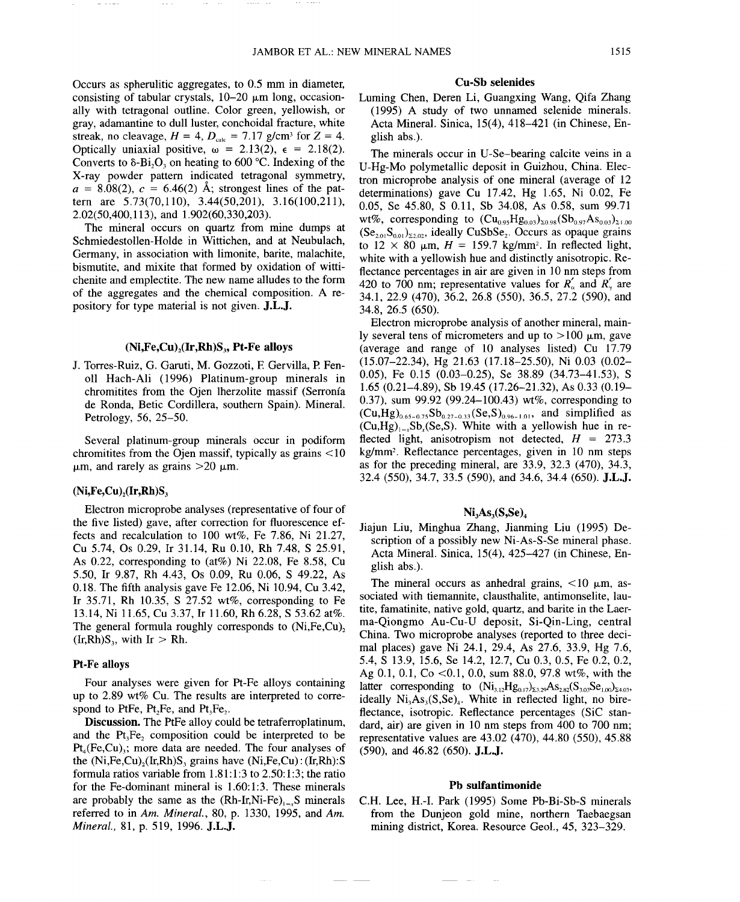Occurs as spherulitic aggregates, to 0.5 mm in diameter, consisting of tabular crystals, 10–20 μm long, occasionally with tetragonal outline. Color green, yellowish, or gray, adamantine to dull luster, conchoidal fracture, white streak, no cleavage, $H = 4$, $D_{calc} = 7.17$ g/cm$^3$ for $Z = 4$. Optically uniaxial positive, $\omega = 2.13(2)$, $\epsilon = 2.18(2)$. Converts to $\delta$-$Bi_2O_3$ on heating to 600 °C. Indexing of the X-ray powder pattern indicated tetragonal symmetry, $a = 8.08(2)$, $c = 6.46(2)$ Å; strongest lines of the pattern are 5.73(70,110), 3.44(50,201), 3.16(100,211), 2.02(50,400,113), and 1.902(60,330,203).

The mineral occurs on quartz from mine dumps at Schmiedestollen-Holde in Wittichen, and at Neubulach, Germany, in association with limonite, barite, malachite, bismutite, and mixite that formed by oxidation of wittichenite and emplectite. The new name alludes to the form of the aggregates and the chemical composition. A repository for type material is not given. **J.L.J.**

## $(Ni,Fe,Cu)_2(Ir,Rh)S_3$, Pt-Fe alloys

J. Torres-Ruiz, G. Garuti, M. Gozzoti, F. Gervilla, P. Fenoll Hach-Ali (1996) Platinum-group minerals in chromitites from the Ojen lherzolite massif (Serranía de Ronda, Betic Cordillera, southern Spain). Mineral. Petrology, 56, 25–50.

Several platinum-group minerals occur in podiform chromitites from the Ojen massif, typically as grains <10 μm, and rarely as grains >20 μm.

### $(Ni,Fe,Cu)_2(Ir,Rh)S_3$

Electron microprobe analyses (representative of four of the five listed) gave, after correction for fluorescence effects and recalculation to 100 wt%, Fe 7.86, Ni 21.27, Cu 5.74, Os 0.29, Ir 31.14, Ru 0.10, Rh 7.48, S 25.91, As 0.22, corresponding to (at%) Ni 22.08, Fe 8.58, Cu 5.50, Ir 9.87, Rh 4.43, Os 0.09, Ru 0.06, S 49.22, As 0.18. The fifth analysis gave Fe 12.06, Ni 10.94, Cu 3.42, Ir 35.71, Rh 10.35, S 27.52 wt%, corresponding to Fe 13.14, Ni 11.65, Cu 3.37, Ir 11.60, Rh 6.28, S 53.62 at%. The general formula roughly corresponds to $(Ni,Fe,Cu)_2(Ir,Rh)S_3$, with Ir > Rh.

### Pt-Fe alloys

Four analyses were given for Pt-Fe alloys containing up to 2.89 wt% Cu. The results are interpreted to correspond to PtFe, $Pt_2Fe$, and $Pt_3Fe_2$.

**Discussion.** The PtFe alloy could be tetraferroplatinum, and the $Pt_3Fe_2$ composition could be interpreted to be $Pt_4(Fe,Cu)_3$; more data are needed. The four analyses of the $(Ni,Fe,Cu)_2(Ir,Rh)S_3$ grains have (Ni,Fe,Cu):(Ir,Rh):S formula ratios variable from 1.81:1:3 to 2.50:1:3; the ratio for the Fe-dominant mineral is 1.60:1:3. These minerals are probably the same as the $(Rh\text{-}Ir,Ni\text{-}Fe)_{1-x}S$ minerals referred to in *Am. Mineral.*, 80, p. 1330, 1995, and *Am. Mineral.*, 81, p. 519, 1996. **J.L.J.**

## Cu-Sb selenides

Luming Chen, Deren Li, Guangxing Wang, Qifa Zhang (1995) A study of two unnamed selenide minerals. Acta Mineral. Sinica, 15(4), 418–421 (in Chinese, English abs.).

The minerals occur in U-Se-bearing calcite veins in a U-Hg-Mo polymetallic deposit in Guizhou, China. Electron microprobe analysis of one mineral (average of 12 determinations) gave Cu 17.42, Hg 1.65, Ni 0.02, Fe 0.05, Se 45.80, S 0.11, Sb 34.08, As 0.58, sum 99.71 wt%, corresponding to $(Cu_{0.95}Hg_{0.03})_{\Sigma 0.98}(Sb_{0.97}As_{0.03})_{\Sigma 1.00}(Se_{2.01}S_{0.01})_{\Sigma 2.02}$, ideally $CuSbSe_2$. Occurs as opaque grains to 12 × 80 μm, $H = 159.7$ kg/mm$^2$. In reflected light, white with a yellowish hue and distinctly anisotropic. Reflectance percentages in air are given in 10 nm steps from 420 to 700 nm; representative values for $R'_\alpha$ and $R'_\gamma$ are 34.1, 22.9 (470), 36.2, 26.8 (550), 36.5, 27.2 (590), and 34.8, 26.5 (650).

Electron microprobe analysis of another mineral, mainly several tens of micrometers and up to >100 μm, gave (average and range of 10 analyses listed) Cu 17.79 (15.07–22.34), Hg 21.63 (17.18–25.50), Ni 0.03 (0.02–0.05), Fe 0.15 (0.03–0.25), Se 38.89 (34.73–41.53), S 1.65 (0.21–4.89), Sb 19.45 (17.26–21.32), As 0.33 (0.19–0.37), sum 99.92 (99.24–100.43) wt%, corresponding to $(Cu,Hg)_{0.65-0.75}Sb_{0.27-0.33}(Se,S)_{0.96-1.01}$, and simplified as $(Cu,Hg)_{1-x}Sb_x(Se,S)$. White with a yellowish hue in reflected light, anisotropism not detected, $H = 273.3$ kg/mm$^2$. Reflectance percentages, given in 10 nm steps as for the preceding mineral, are 33.9, 32.3 (470), 34.3, 32.4 (550), 34.7, 33.5 (590), and 34.6, 34.4 (650). **J.L.J.**

## $Ni_3As_3(S,Se)_4$

Jiajun Liu, Minghua Zhang, Jianming Liu (1995) Description of a possibly new Ni-As-S-Se mineral phase. Acta Mineral. Sinica, 15(4), 425–427 (in Chinese, English abs.).

The mineral occurs as anhedral grains, <10 μm, associated with tiemannite, clausthalite, antimonselite, lautite, famatinite, native gold, quartz, and barite in the Laerma-Qiongmo Au-Cu-U deposit, Si-Qin-Ling, central China. Two microprobe analyses (reported to three decimal places) gave Ni 24.1, 29.4, As 27.6, 33.9, Hg 7.6, 5.4, S 13.9, 15.6, Se 14.2, 12.7, Cu 0.3, 0.5, Fe 0.2, 0.2, Ag 0.1, 0.1, Co <0.1, 0.0, sum 88.0, 97.8 wt%, with the latter corresponding to $(Ni_{3.12}Hg_{0.17})_{\Sigma 3.29}As_{2.82}(S_{3.03}Se_{1.00})_{\Sigma 4.03}$, ideally $Ni_3As_3(S,Se)_4$. White in reflected light, no bireflectance, isotropic. Reflectance percentages (SiC standard, air) are given in 10 nm steps from 400 to 700 nm; representative values are 43.02 (470), 44.80 (550), 45.88 (590), and 46.82 (650). **J.L.J.**

## Pb sulfantimonide

C.H. Lee, H.-I. Park (1995) Some Pb-Bi-Sb-S minerals from the Dunjeon gold mine, northern Taebaegsan mining district, Korea. Resource Geol., 45, 323–329.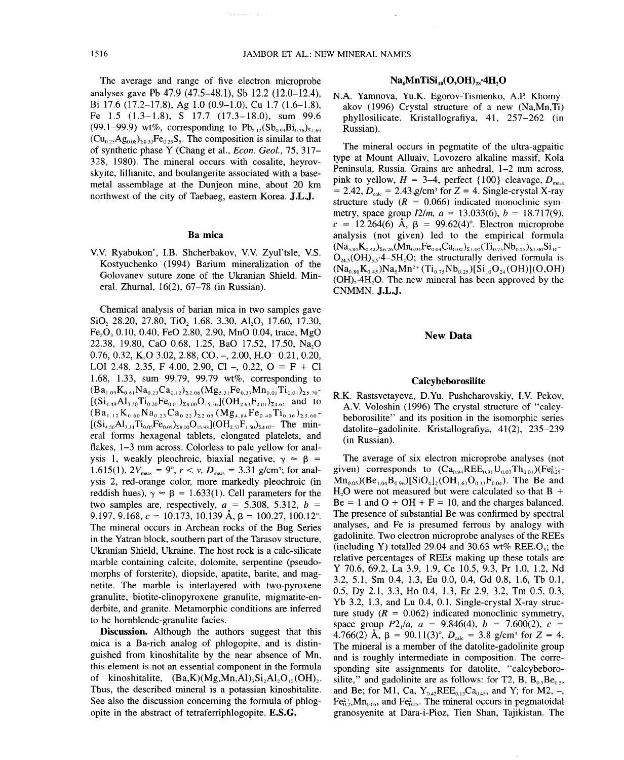The average and range of five electron microprobe analyses gave Pb 47.9 (47.5–48.1), Sb 12.2 (12.0–12.4), Bi 17.6 (17.2–17.8), Ag 1.0 (0.9–1.0), Cu 1.7 (1.6–1.8), Fe 1.5 (1.3–1.8), S 17.7 (17.3–18.0), sum 99.6 (99.1–99.9) wt%, corresponding to $Pb_{2.12}(Sb_{0.93}Bi_{0.76})_{\Sigma 1.69}(Cu_{0.25}Ag_{0.08})_{\Sigma 0.33}Fe_{0.25}S_5$. The composition is similar to that of synthetic phase Y (Chang et al., *Econ. Geol.*, 75, 317–328, 1980). The mineral occurs with cosalite, heyrovskyite, lillianite, and boulangerite associated with a base-metal assemblage at the Dunjeon mine, about 20 km northwest of the city of Taebaeg, eastern Korea. **J.L.J.**

## Ba mica

V.V. Ryabokon', I.B. Shcherbakov, V.V. Zyul'tsle, V.S. Kostyuchenko (1994) Barium mineralization of the Golovanev suture zone of the Ukranian Shield. Mineral. Zhurnal, 16(2), 67–78 (in Russian).

Chemical analysis of barian mica in two samples gave $SiO_2$ 28.20, 27.80, $TiO_2$ 1.68, 3.30, $Al_2O_3$ 17.60, 17.30, $Fe_2O_3$ 0.10, 0.40, FeO 2.80, 2.90, MnO 0.04, trace, MgO 22.38, 19.80, CaO 0.68, 1.25, BaO 17.52, 17.50, $Na_2O$ 0.76, 0.32, $K_2O$ 3.02, 2.88, $CO_2$ –, 2.00, $H_2O^-$ 0.21, 0.20, LOI 2.48, 2.35, F 4.00, 2.90, Cl –, 0.22, O ≡ F + Cl 1.68, 1.33, sum 99.79, 99.79 wt%, corresponding to $(Ba_{1.09}K_{0.61}Na_{0.23}Ca_{0.12})_{\Sigma 2.06}(Mg_{5.31}Fe_{0.37}Mn_{0.01}Ti_{0.01})_{\Sigma 5.70}[(Si_{4.49}Al_{3.30}Ti_{0.20}Fe_{0.01})_{\Sigma 8.00}O_{15.36}](OH_{2.63}F_{2.01})_{\Sigma 4.64}$ and to $(Ba_{1.12}K_{0.60}Na_{0.23}Ca_{0.22})_{\Sigma 2.05}(Mg_{4.84}Fe_{0.40}Ti_{0.36})_{\Sigma 5.60}[(Si_{4.56}Al_{3.34}Ti_{0.05}Fe_{0.05})_{\Sigma 8.00}O_{15.93}](OH_{2.57}F_{1.50})_{\Sigma 4.07}$. The mineral forms hexagonal tablets, elongated platelets, and flakes, 1–3 mm across. Colorless to pale yellow for analysis 1, weakly pleochroic, biaxial negative, $\gamma \approx \beta$ = 1.615(1), $2V_{meas}$ = 9°, $r < v$, $D_{meas}$ = 3.31 g/cm³; for analysis 2, red-orange color, more markedly pleochroic (in reddish hues), $\gamma \approx \beta$ = 1.633(1). Cell parameters for the two samples are, respectively, $a$ = 5.308, 5.312, $b$ = 9.197, 9.168, $c$ = 10.173, 10.139 Å, $\beta$ = 100.27, 100.12°. The mineral occurs in Archean rocks of the Bug Series in the Yatran block, southern part of the Tarasov structure, Ukranian Shield, Ukraine. The host rock is a calc-silicate marble containing calcite, dolomite, serpentine (pseudomorphs of forsterite), diopside, apatite, barite, and magnetite. The marble is interlayered with two-pyroxene granulite, biotite-clinopyroxene granulite, migmatite-enderbite, and granite. Metamorphic conditions are inferred to be hornblende-granulite facies.

**Discussion.** Although the authors suggest that this mica is a Ba-rich analog of phlogopite, and is distinguished from kinoshitalite by the near absence of Mn, this element is not an essential component in the formula of kinoshitalite, $(Ba,K)(Mg,Mn,Al)_3Si_2Al_2O_{10}(OH)_2$. Thus, the described mineral is a potassian kinoshitalite. See also the discussion concerning the formula of phlogopite in the abstract of tetraferriphlogopite. **E.S.G.**

## $Na_6MnTiSi_{10}(O,OH)_{28}·4H_2O$

N.A. Yamnova, Yu.K. Egorov-Tismenko, A.P. Khomyakov (1996) Crystal structure of a new (Na,Mn,Ti) phyllosilicate. Kristallografiya, 41, 257–262 (in Russian).

The mineral occurs in pegmatite of the ultra-agpaitic type at Mount Alluaiv, Lovozero alkaline massif, Kola Peninsula, Russia. Grains are anhedral, 1–2 mm across, pink to yellow, $H$ = 3–4, perfect {100} cleavage, $D_{meas}$ = 2.42, $D_{calc}$ = 2.43 g/cm³ for $Z$ = 4. Single-crystal X-ray structure study ($R$ = 0.066) indicated monoclinic symmetry, space group $I2/m$, $a$ = 13.033(6), $b$ = 18.717(9), $c$ = 12.264(6) Å, $\beta$ = 99.62(4)°. Electron microprobe analysis (not given) led to the empirical formula $(Na_{5.84}K_{0.42})_{\Sigma 6.26}(Mn_{0.94}Fe_{0.04}Ca_{0.02})_{\Sigma 1.00}(Ti_{0.75}Nb_{0.25})_{\Sigma 1.00}Si_{10}O_{24.5}(OH)_{3.5}·4–5H_2O$; the structurally derived formula is $(Na_{0.80}K_{0.45})Na_5Mn^{2+}(Ti_{0.75}Nb_{0.25})[Si_{10}O_{24}(OH)](O,OH)(OH)_2·4H_2O$. The new mineral has been approved by the CNMMN. **J.L.J.**

# New Data

## Calcybeborosilite

R.K. Rastsvetayeva, D.Yu. Pushcharovskiy, I.V. Pekov, A.V. Voloshin (1996) The crystal structure of "calcybeborosilite" and its position in the isomorphic series datolite–gadolinite. Kristallografiya, 41(2), 235–239 (in Russian).

The average of six electron microprobe analyses (not given) corresponds to $(Ca_{0.94}REE_{0.91}U_{0.03}Th_{0.01})(Fe^{2+}_{0.25}Mn_{0.05})(Be_{1.04}B_{0.96})[SiO_4]_2(OH_{1.63}O_{0.33}F_{0.04})$. The Be and $H_2O$ were not measured but were calculated so that B + Be = 1 and O + OH + F = 10, and the charges balanced. The presence of substantial Be was confirmed by spectral analyses, and Fe is presumed ferrous by analogy with gadolinite. Two electron microprobe analyses of the REEs (including Y) totalled 29.04 and 30.63 wt% $REE_2O_3$; the relative percentages of REEs making up these totals are Y 70.6, 69.2, La 3.9, 1.9, Ce 10.5, 9.3, Pr 1.0, 1.2, Nd 3.2, 5.1, Sm 0.4, 1.3, Eu 0.0, 0.4, Gd 0.8, 1.6, Tb 0.1, 0.5, Dy 2.1, 3.3, Ho 0.4, 1.3, Er 2.9, 3.2, Tm 0.5, 0.3, Yb 3.2, 1.3, and Lu 0.4, 0.1. Single-crystal X-ray structure study ($R$ = 0.062) indicated monoclinic symmetry, space group $P2_1/a$, $a$ = 9.846(4), $b$ = 7.600(2), $c$ = 4.766(2) Å, $\beta$ = 90.11(3)°, $D_{calc}$ = 3.8 g/cm³ for $Z$ = 4. The mineral is a member of the datolite-gadolinite group and is roughly intermediate in composition. The corresponding site assignments for datolite, "calcybeborosilite," and gadolinite are as follows: for T2, B, $B_{0.5}Be_{0.5}$, and Be; for M1, Ca, $Y_{0.42}REE_{0.13}Ca_{0.45}$, and Y; for M2, –, $Fe^{2+}_{0.25}Mn_{0.05}$, and $Fe^{2+}_{0.25}$. The mineral occurs in pegmatoidal granosyenite at Dara-i-Pioz, Tien Shan, Tajikistan. The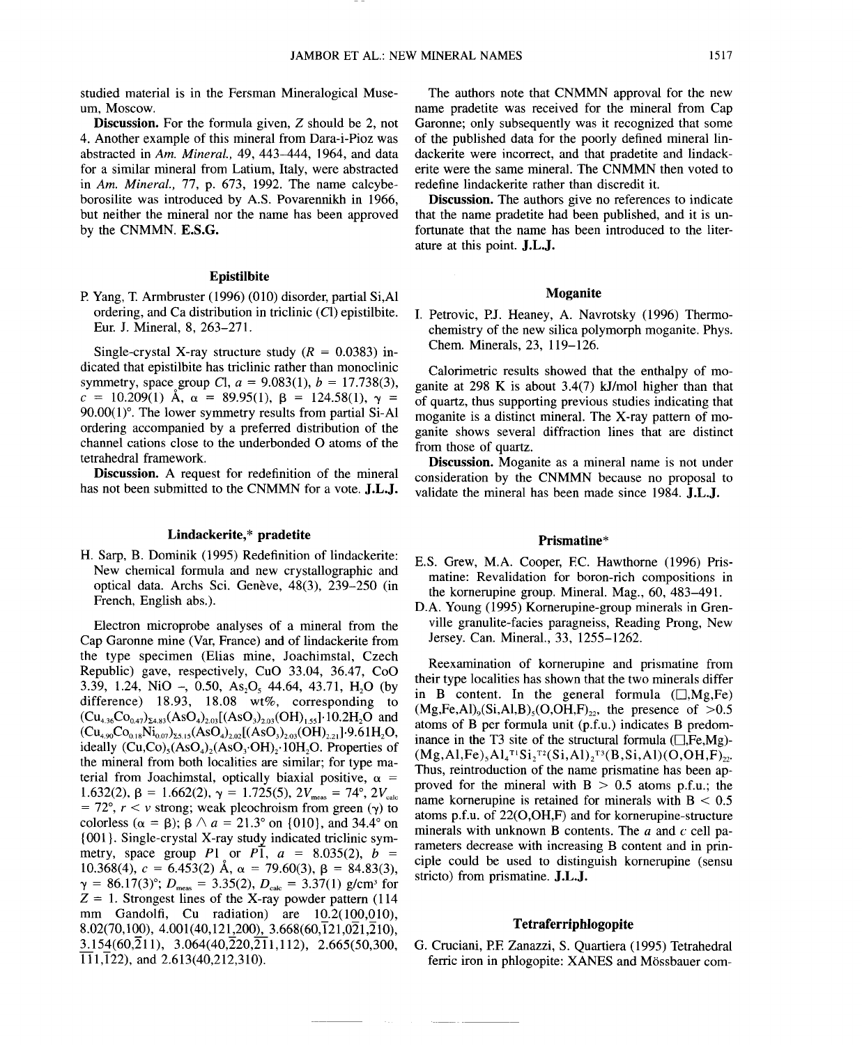studied material is in the Fersman Mineralogical Museum, Moscow.

**Discussion.** For the formula given, Z should be 2, not 4. Another example of this mineral from Dara-i-Pioz was abstracted in *Am. Mineral.,* 49, 443–444, 1964, and data for a similar mineral from Latium, Italy, were abstracted in *Am. Mineral.,* 77, p. 673, 1992. The name calcybeborosilite was introduced by A.S. Povarennikh in 1966, but neither the mineral nor the name has been approved by the CNMMN. **E.S.G.**

### Epistilbite

P. Yang, T. Armbruster (1996) (010) disorder, partial Si,Al ordering, and Ca distribution in triclinic (*C*1) epistilbite. Eur. J. Mineral, 8, 263–271.

Single-crystal X-ray structure study ($R$ = 0.0383) indicated that epistilbite has triclinic rather than monoclinic symmetry, space group $C1$, $a$ = 9.083(1), $b$ = 17.738(3), $c$ = 10.209(1) Å, $\alpha$ = 89.95(1), $\beta$ = 124.58(1), $\gamma$ = 90.00(1)°. The lower symmetry results from partial Si-Al ordering accompanied by a preferred distribution of the channel cations close to the underbonded O atoms of the tetrahedral framework.

**Discussion.** A request for redefinition of the mineral has not been submitted to the CNMMN for a vote. **J.L.J.**

### Lindackerite,* pradetite

H. Sarp, B. Dominik (1995) Redefinition of lindackerite: New chemical formula and new crystallographic and optical data. Archs Sci. Genève, 48(3), 239–250 (in French, English abs.).

Electron microprobe analyses of a mineral from the Cap Garonne mine (Var, France) and of lindackerite from the type specimen (Elias mine, Joachimstal, Czech Republic) gave, respectively, CuO 33.04, 36.47, CoO 3.39, 1.24, NiO –, 0.50, $As_2O_5$ 44.64, 43.71, $H_2O$ (by difference) 18.93, 18.08 wt%, corresponding to $(Cu_{4.36}Co_{0.47})_{\Sigma 4.83}(AsO_4)_{2.03}[(AsO_3)_{2.03}(OH)_{1.55}]\cdot 10.2H_2O$ and $(Cu_{4.90}Co_{0.18}Ni_{0.07})_{\Sigma 5.15}(AsO_4)_{2.02}[(AsO_3)_{2.03}(OH)_{2.21}]\cdot 9.61H_2O$, ideally $(Cu,Co)_5(AsO_4)_2(AsO_3\cdot OH)_2\cdot 10H_2O$. Properties of the mineral from both localities are similar; for type material from Joachimstal, optically biaxial positive, $\alpha$ = 1.632(2), $\beta$ = 1.662(2), $\gamma$ = 1.725(5), $2V_{meas}$ = 74°, $2V_{calc}$ = 72°, $r < v$ strong; weak pleochroism from green ($\gamma$) to colorless ($\alpha = \beta$); $\beta \wedge a$ = 21.3° on {010}, and 34.4° on {001}. Single-crystal X-ray study indicated triclinic symmetry, space group $P1$ or $P\bar{1}$, $a$ = 8.035(2), $b$ = 10.368(4), $c$ = 6.453(2) Å, $\alpha$ = 79.60(3), $\beta$ = 84.83(3), $\gamma$ = 86.17(3)°; $D_{meas}$ = 3.35(2), $D_{calc}$ = 3.37(1) g/cm³ for Z = 1. Strongest lines of the X-ray powder pattern (114 mm Gandolfi, Cu radiation) are 10.2(100,010), 8.02(70,100), 4.001(40,121,200), 3.668(60,$\bar{1}$21,0$\bar{2}$1,$\bar{2}$10), 3.154(60,$\bar{2}$11), 3.064(40,$\bar{2}$20,$\bar{2}$11,112), 2.665(50,300, $\bar{1}$11,$\bar{1}$22), and 2.613(40,212,310).

The authors note that CNMMN approval for the new name pradetite was received for the mineral from Cap Garonne; only subsequently was it recognized that some of the published data for the poorly defined mineral lindackerite were incorrect, and that pradetite and lindackerite were the same mineral. The CNMMN then voted to redefine lindackerite rather than discredit it.

**Discussion.** The authors give no references to indicate that the name pradetite had been published, and it is unfortunate that the name has been introduced to the literature at this point. **J.L.J.**

### Moganite

I. Petrovic, P.J. Heaney, A. Navrotsky (1996) Thermochemistry of the new silica polymorph moganite. Phys. Chem. Minerals, 23, 119–126.

Calorimetric results showed that the enthalpy of moganite at 298 K is about 3.4(7) kJ/mol higher than that of quartz, thus supporting previous studies indicating that moganite is a distinct mineral. The X-ray pattern of moganite shows several diffraction lines that are distinct from those of quartz.

**Discussion.** Moganite as a mineral name is not under consideration by the CNMMN because no proposal to validate the mineral has been made since 1984. **J.L.J.**

### Prismatine*

E.S. Grew, M.A. Cooper, F.C. Hawthorne (1996) Prismatine: Revalidation for boron-rich compositions in the kornerupine group. Mineral. Mag., 60, 483–491.

D.A. Young (1995) Kornerupine-group minerals in Grenville granulite-facies paragneiss, Reading Prong, New Jersey. Can. Mineral., 33, 1255–1262.

Reexamination of kornerupine and prismatine from their type localities has shown that the two minerals differ in B content. In the general formula $(\square,Mg,Fe)(Mg,Fe,Al)_9(Si,Al,B)_5(O,OH,F)_{22}$, the presence of >0.5 atoms of B per formula unit (p.f.u.) indicates B predominance in the T3 site of the structural formula $(\square,Fe,Mg)(Mg,Al,Fe)_5Al_4{}^{T1}Si_2{}^{T2}(Si,Al)_2{}^{T3}(B,Si,Al)(O,OH,F)_{22}$. Thus, reintroduction of the name prismatine has been approved for the mineral with B > 0.5 atoms p.f.u.; the name kornerupine is retained for minerals with B < 0.5 atoms p.f.u. of 22(O,OH,F) and for kornerupine-structure minerals with unknown B contents. The $a$ and $c$ cell parameters decrease with increasing B content and in principle could be used to distinguish kornerupine (sensu stricto) from prismatine. **J.L.J.**

### Tetraferriphlogopite

G. Cruciani, P.F. Zanazzi, S. Quartiera (1995) Tetrahedral ferric iron in phlogopite: XANES and Mössbauer com-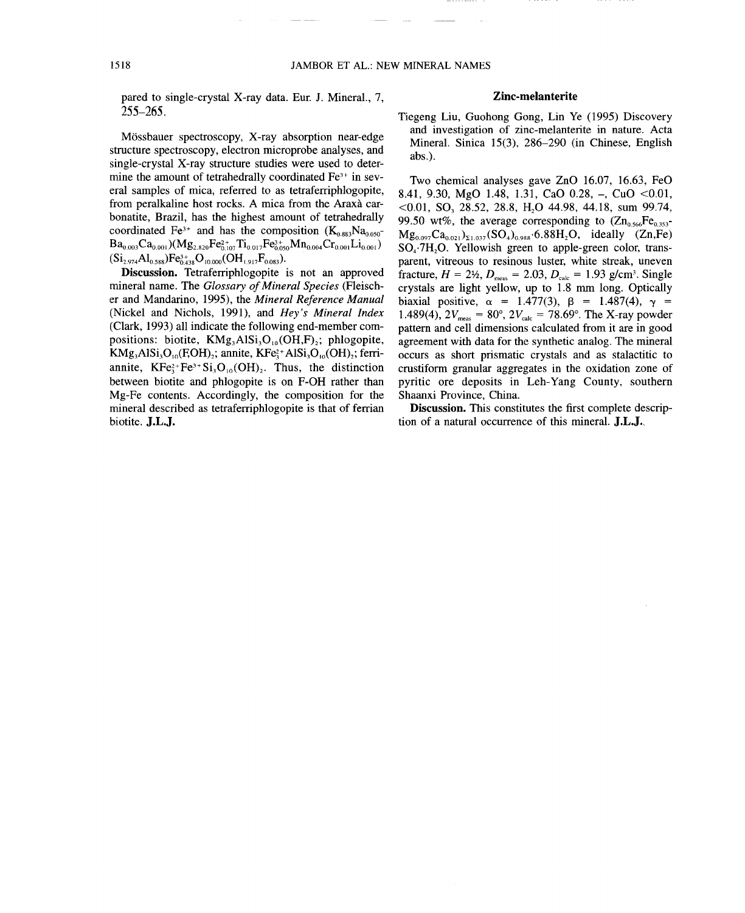pared to single-crystal X-ray data. Eur. J. Mineral., 7, 255–265.

Mössbauer spectroscopy, X-ray absorption near-edge structure spectroscopy, electron microprobe analyses, and single-crystal X-ray structure studies were used to determine the amount of tetrahedrally coordinated $Fe^{3+}$ in several samples of mica, referred to as tetraferriphlogopite, from peralkaline host rocks. A mica from the Araxà carbonatite, Brazil, has the highest amount of tetrahedrally coordinated $Fe^{3+}$ and has the composition $(K_{0.883}Na_{0.050}Ba_{0.003}Ca_{0.001})(Mg_{2.820}Fe^{2+}_{0.107}Ti_{0.017}Fe^{3+}_{0.050}Mn_{0.004}Cr_{0.001}Li_{0.001})(Si_{2.974}Al_{0.588})Fe^{3+}_{0.438}O_{10.000}(OH_{1.917}F_{0.083})$.

**Discussion.** Tetraferriphlogopite is not an approved mineral name. The *Glossary of Mineral Species* (Fleischer and Mandarino, 1995), the *Mineral Reference Manual* (Nickel and Nichols, 1991), and *Hey's Mineral Index* (Clark, 1993) all indicate the following end-member compositions: biotite, $KMg_3AlSi_3O_{10}(OH,F)_2$; phlogopite, $KMg_3AlSi_3O_{10}(F,OH)_2$; annite, $KFe^{2+}_3AlSi_3O_{10}(OH)_2$; ferriannite, $KFe^{2+}_3Fe^{3+}Si_3O_{10}(OH)_2$. Thus, the distinction between biotite and phlogopite is on F-OH rather than Mg-Fe contents. Accordingly, the composition for the mineral described as tetraferriphlogopite is that of ferrian biotite. **J.L.J.**

## Zinc-melanterite

Tiegeng Liu, Guohong Gong, Lin Ye (1995) Discovery and investigation of zinc-melanterite in nature. Acta Mineral. Sinica 15(3), 286–290 (in Chinese, English abs.).

Two chemical analyses gave ZnO 16.07, 16.63, FeO 8.41, 9.30, MgO 1.48, 1.31, CaO 0.28, –, CuO <0.01, <0.01, $SO_3$ 28.52, 28.8, $H_2O$ 44.98, 44.18, sum 99.74, 99.50 wt%, the average corresponding to $(Zn_{0.566}Fe_{0.353}Mg_{0.097}Ca_{0.021})_{\Sigma 1.037}(SO_4)_{0.988}\cdot 6.88H_2O$, ideally $(Zn,Fe)SO_4\cdot 7H_2O$. Yellowish green to apple-green color, transparent, vitreous to resinous luster, white streak, uneven fracture, $H = 2½$, $D_{meas} = 2.03$, $D_{calc} = 1.93$ g/cm³. Single crystals are light yellow, up to 1.8 mm long. Optically biaxial positive, $\alpha = 1.477(3)$, $\beta = 1.487(4)$, $\gamma = 1.489(4)$, $2V_{meas} = 80°$, $2V_{calc} = 78.69°$. The X-ray powder pattern and cell dimensions calculated from it are in good agreement with data for the synthetic analog. The mineral occurs as short prismatic crystals and as stalactitic to crustiform granular aggregates in the oxidation zone of pyritic ore deposits in Leh-Yang County, southern Shaanxi Province, China.

**Discussion.** This constitutes the first complete description of a natural occurrence of this mineral. **J.L.J.**